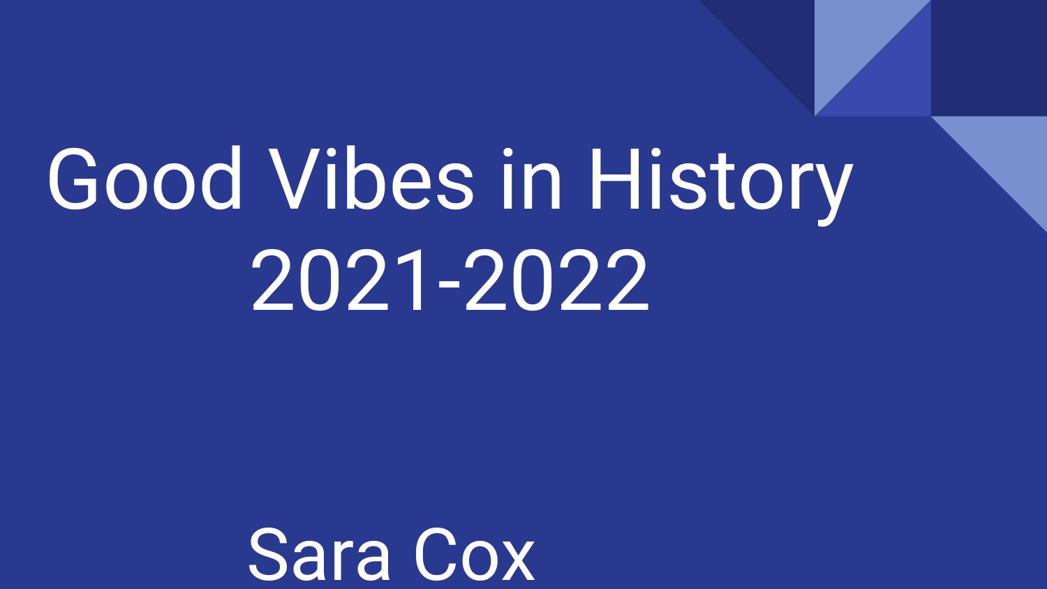# Good Vibes in History 2021-2022

Sara Cox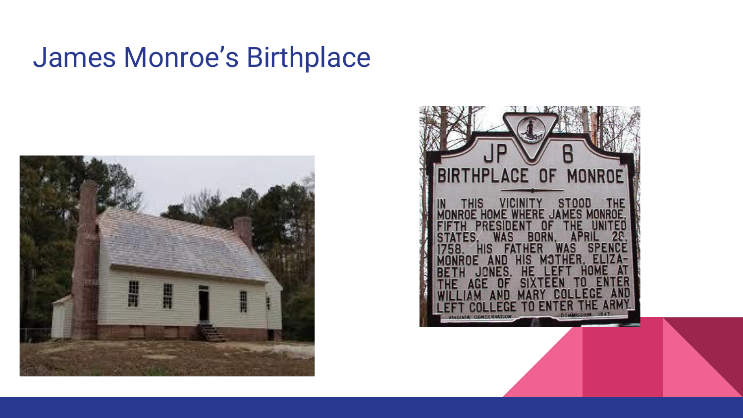# James Monroe's Birthplace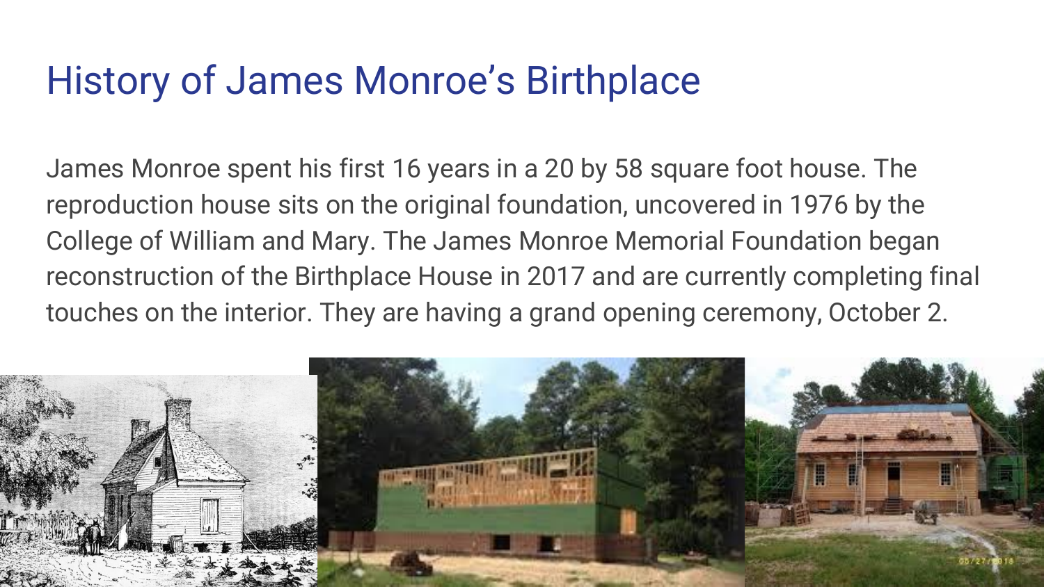# History of James Monroe's Birthplace

James Monroe spent his first 16 years in a 20 by 58 square foot house. The reproduction house sits on the original foundation, uncovered in 1976 by the College of William and Mary. The James Monroe Memorial Foundation began reconstruction of the Birthplace House in 2017 and are currently completing final touches on the interior. They are having a grand opening ceremony, October 2.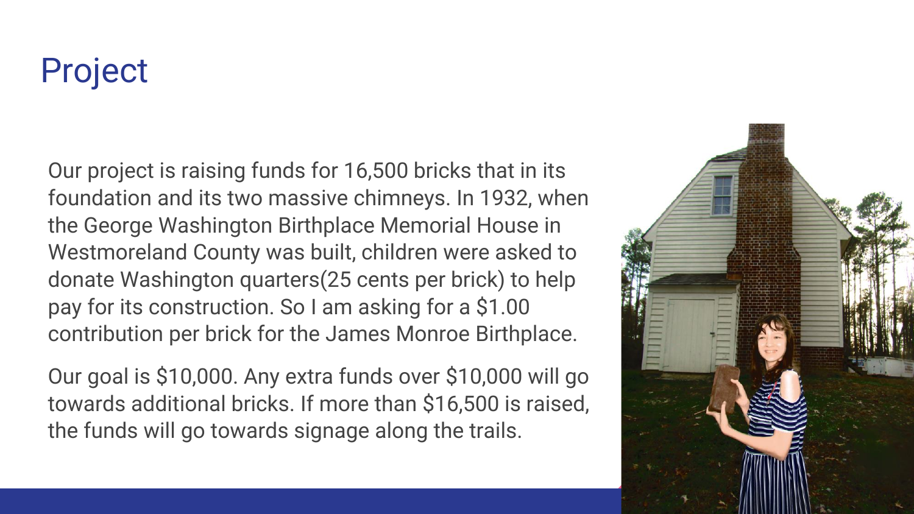# Project

Our project is raising funds for 16,500 bricks that in its foundation and its two massive chimneys. In 1932, when the George Washington Birthplace Memorial House in Westmoreland County was built, children were asked to donate Washington quarters(25 cents per brick) to help pay for its construction. So I am asking for a $1.00 contribution per brick for the James Monroe Birthplace.

Our goal is $10,000. Any extra funds over $10,000 will go towards additional bricks. If more than $16,500 is raised, the funds will go towards signage along the trails.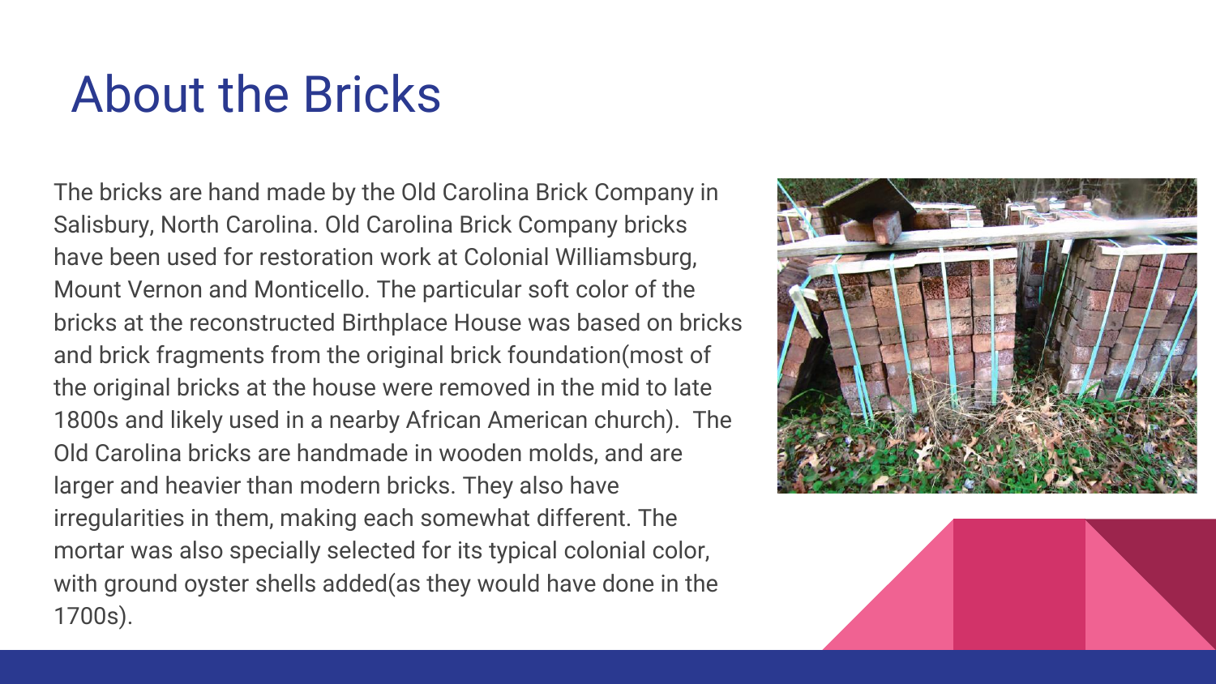# About the Bricks

The bricks are hand made by the Old Carolina Brick Company in Salisbury, North Carolina. Old Carolina Brick Company bricks have been used for restoration work at Colonial Williamsburg, Mount Vernon and Monticello. The particular soft color of the bricks at the reconstructed Birthplace House was based on bricks and brick fragments from the original brick foundation(most of the original bricks at the house were removed in the mid to late 1800s and likely used in a nearby African American church). The Old Carolina bricks are handmade in wooden molds, and are larger and heavier than modern bricks. They also have irregularities in them, making each somewhat different. The mortar was also specially selected for its typical colonial color, with ground oyster shells added(as they would have done in the 1700s).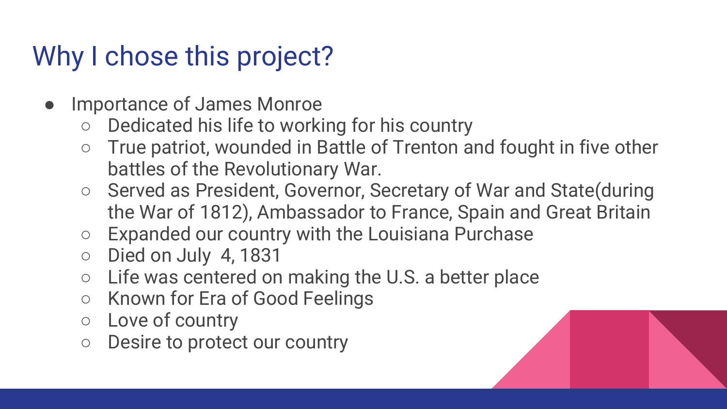# Why I chose this project?

- Importance of James Monroe
  - Dedicated his life to working for his country
  - True patriot, wounded in Battle of Trenton and fought in five other battles of the Revolutionary War.
  - Served as President, Governor, Secretary of War and State(during the War of 1812), Ambassador to France, Spain and Great Britain
  - Expanded our country with the Louisiana Purchase
  - Died on July 4, 1831
  - Life was centered on making the U.S. a better place
  - Known for Era of Good Feelings
  - Love of country
  - Desire to protect our country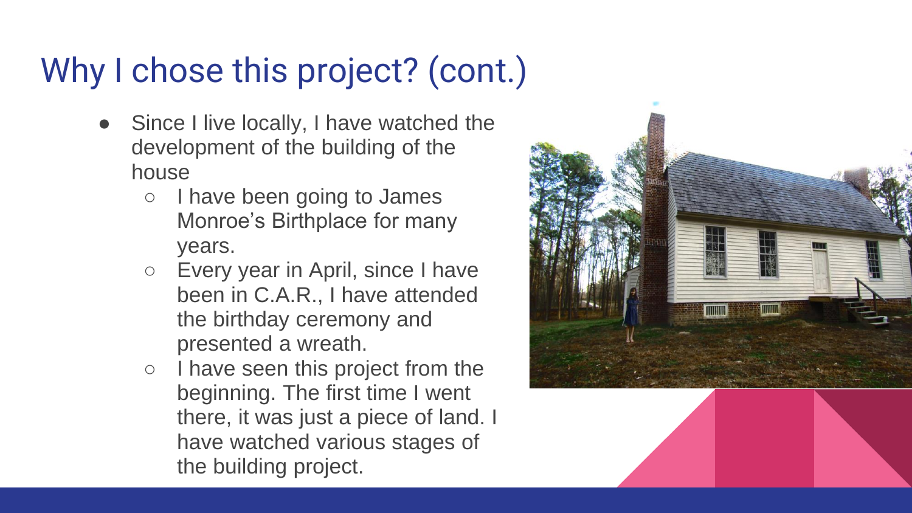# Why I chose this project? (cont.)

- Since I live locally, I have watched the development of the building of the house
  - I have been going to James Monroe's Birthplace for many years.
  - Every year in April, since I have been in C.A.R., I have attended the birthday ceremony and presented a wreath.
  - I have seen this project from the beginning. The first time I went there, it was just a piece of land. I have watched various stages of the building project.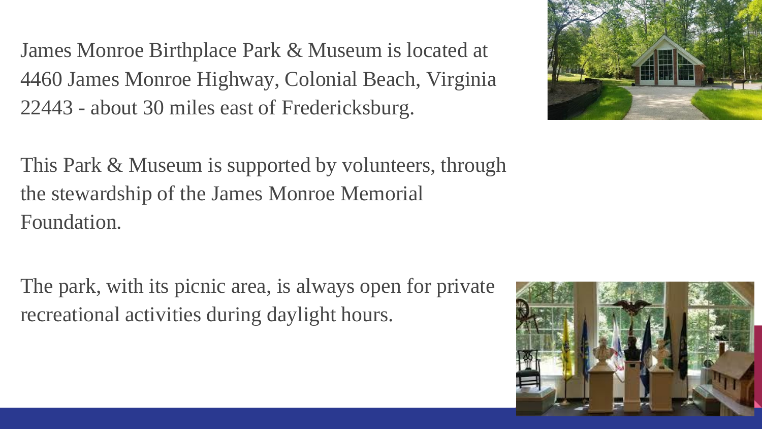James Monroe Birthplace Park & Museum is located at 4460 James Monroe Highway, Colonial Beach, Virginia 22443 - about 30 miles east of Fredericksburg.

This Park & Museum is supported by volunteers, through the stewardship of the James Monroe Memorial Foundation.

The park, with its picnic area, is always open for private recreational activities during daylight hours.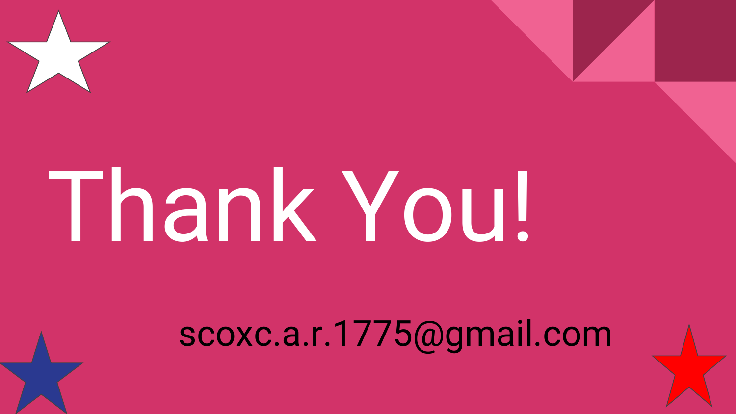# Thank You!

scoxc.a.r.1775@gmail.com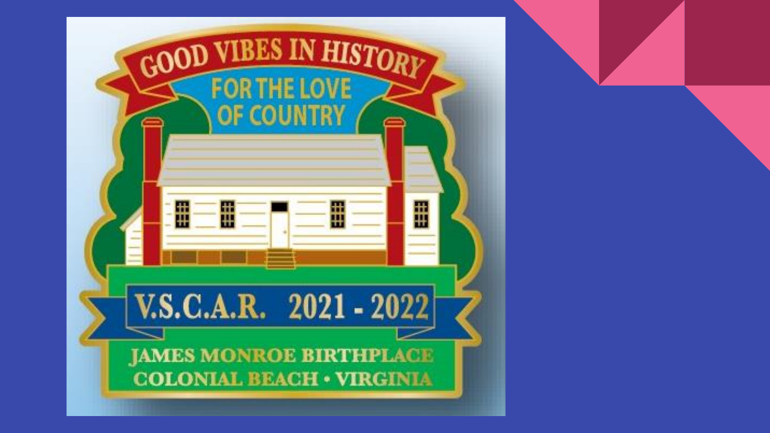GOOD VIBES IN HISTORY

FOR THE LOVE OF COUNTRY

V.S.C.A.R. 2021 - 2022

JAMES MONROE BIRTHPLACE

COLONIAL BEACH • VIRGINIA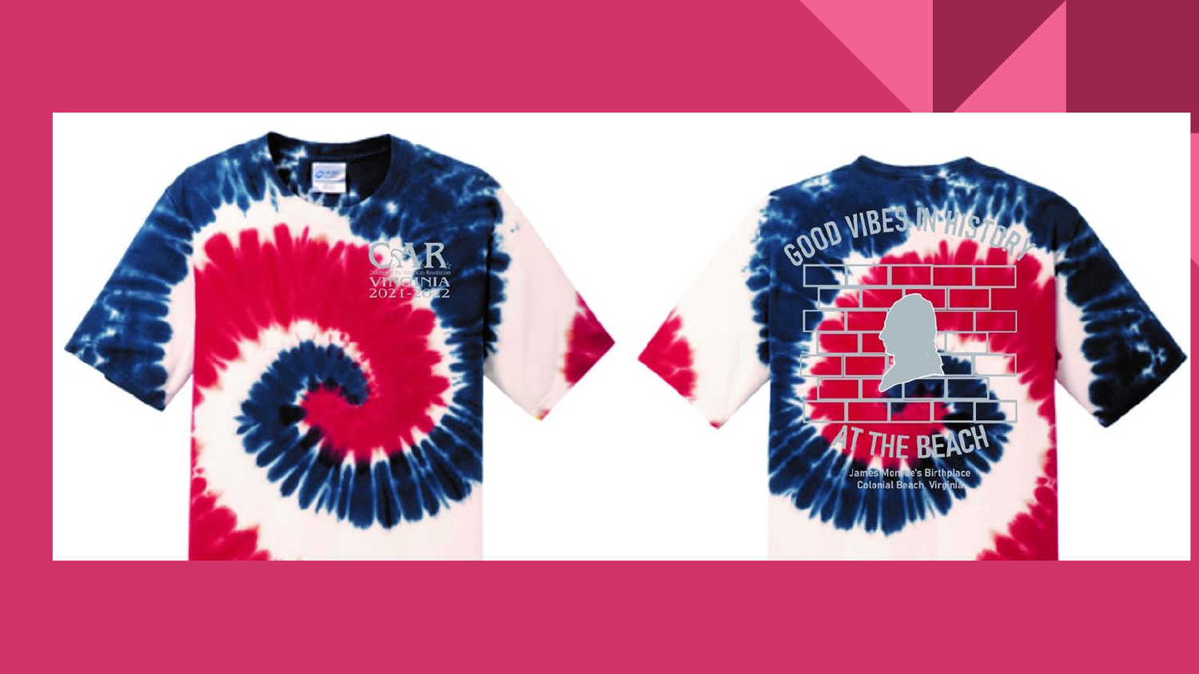C.A.R.

Children of the American Revolution

VIRGINIA

2021-2022

GOOD VIBES IN HISTORY

AT THE BEACH

James Monroe's Birthplace

Colonial Beach, Virginia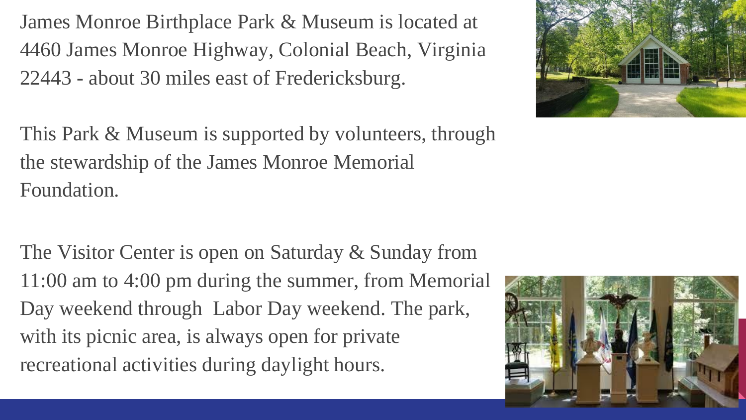James Monroe Birthplace Park & Museum is located at 4460 James Monroe Highway, Colonial Beach, Virginia 22443 - about 30 miles east of Fredericksburg.

This Park & Museum is supported by volunteers, through the stewardship of the James Monroe Memorial Foundation.

The Visitor Center is open on Saturday & Sunday from 11:00 am to 4:00 pm during the summer, from Memorial Day weekend through Labor Day weekend. The park, with its picnic area, is always open for private recreational activities during daylight hours.